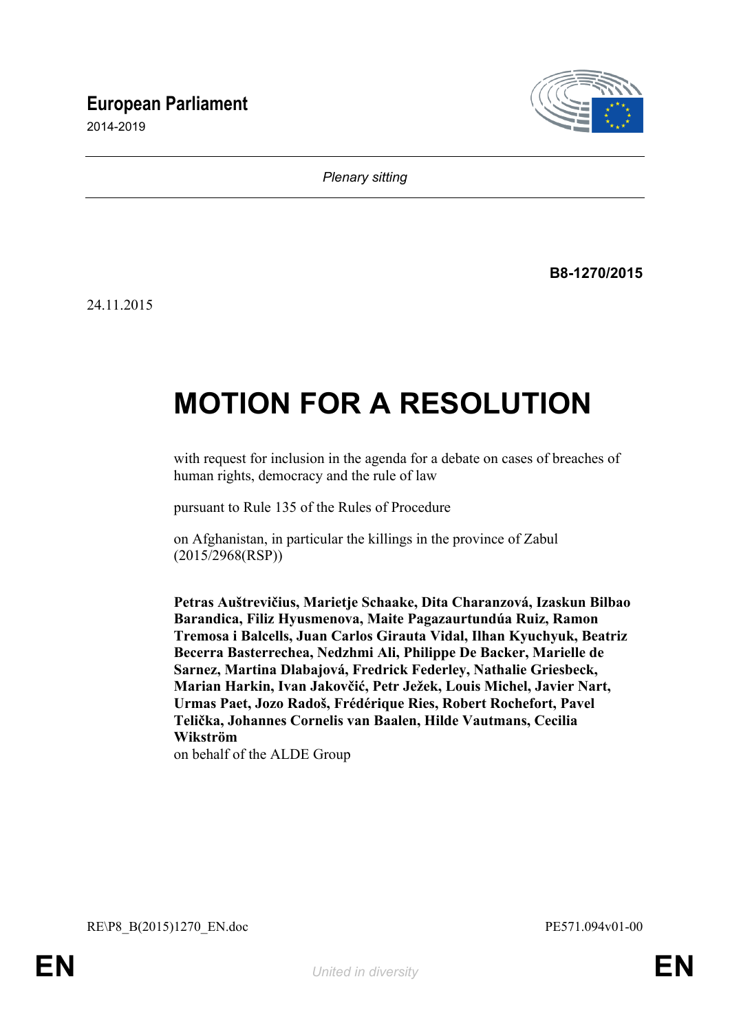# European Parliament

2014-2019

*Plenary sitting*

**B8-1270/2015**

24.11.2015

# MOTION FOR A RESOLUTION

with request for inclusion in the agenda for a debate on cases of breaches of human rights, democracy and the rule of law

pursuant to Rule 135 of the Rules of Procedure

on Afghanistan, in particular the killings in the province of Zabul (2015/2968(RSP))

**Petras Auštrevičius, Marietje Schaake, Dita Charanzová, Izaskun Bilbao Barandica, Filiz Hyusmenova, Maite Pagazaurtundúa Ruiz, Ramon Tremosa i Balcells, Juan Carlos Girauta Vidal, Ilhan Kyuchyuk, Beatriz Becerra Basterrechea, Nedzhmi Ali, Philippe De Backer, Marielle de Sarnez, Martina Dlabajová, Fredrick Federley, Nathalie Griesbeck, Marian Harkin, Ivan Jakovčić, Petr Ježek, Louis Michel, Javier Nart, Urmas Paet, Jozo Radoš, Frédérique Ries, Robert Rochefort, Pavel Telička, Johannes Cornelis van Baalen, Hilde Vautmans, Cecilia Wikström**
on behalf of the ALDE Group

RE\P8_B(2015)1270_EN.doc PE571.094v01-00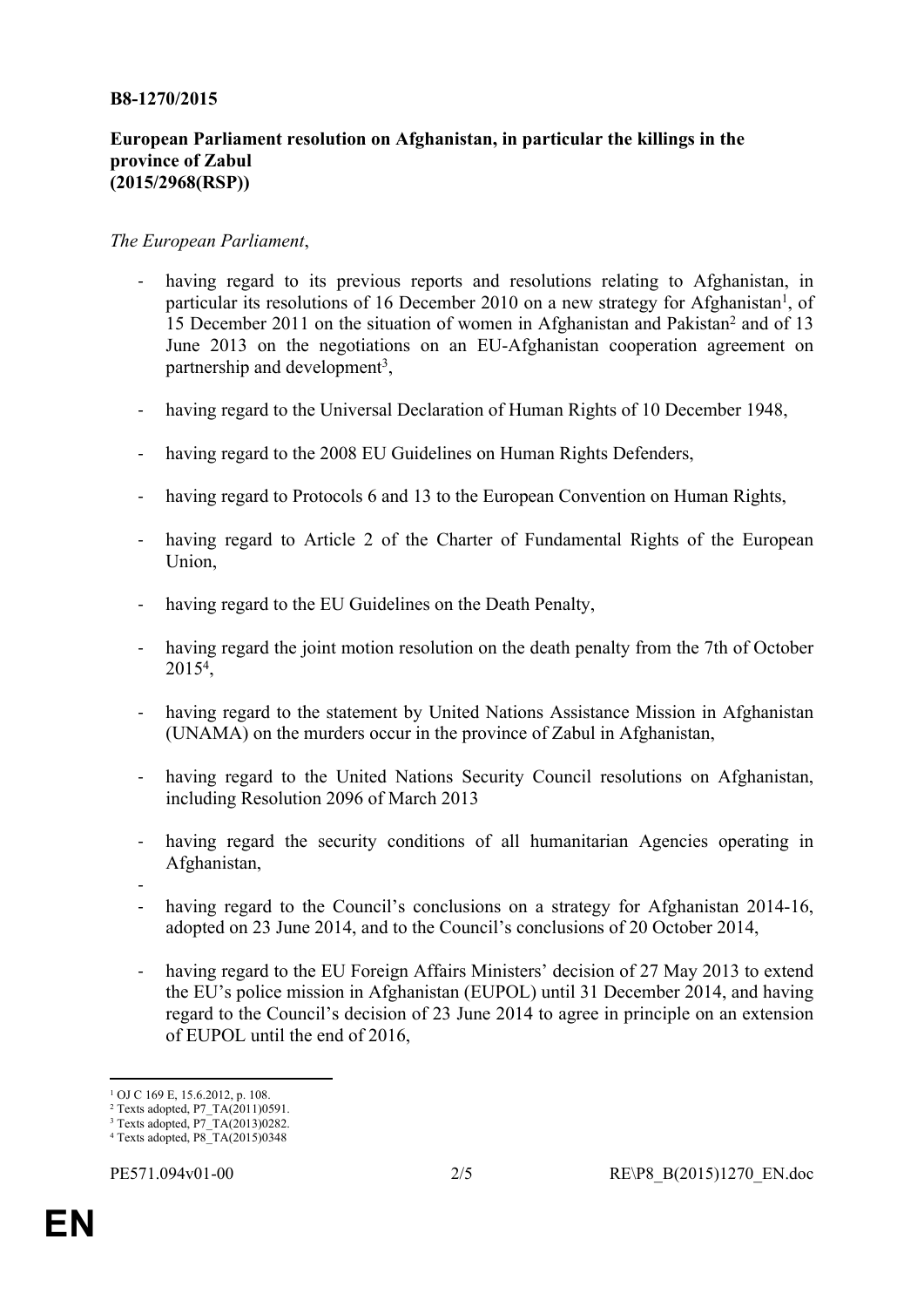**B8-1270/2015**

**European Parliament resolution on Afghanistan, in particular the killings in the province of Zabul (2015/2968(RSP))**

*The European Parliament*,

- having regard to its previous reports and resolutions relating to Afghanistan, in particular its resolutions of 16 December 2010 on a new strategy for Afghanistan[1], of 15 December 2011 on the situation of women in Afghanistan and Pakistan[2] and of 13 June 2013 on the negotiations on an EU-Afghanistan cooperation agreement on partnership and development[3],

- having regard to the Universal Declaration of Human Rights of 10 December 1948,

- having regard to the 2008 EU Guidelines on Human Rights Defenders,

- having regard to Protocols 6 and 13 to the European Convention on Human Rights,

- having regard to Article 2 of the Charter of Fundamental Rights of the European Union,

- having regard to the EU Guidelines on the Death Penalty,

- having regard the joint motion resolution on the death penalty from the 7th of October 2015[4],

- having regard to the statement by United Nations Assistance Mission in Afghanistan (UNAMA) on the murders occur in the province of Zabul in Afghanistan,

- having regard to the United Nations Security Council resolutions on Afghanistan, including Resolution 2096 of March 2013

- having regard the security conditions of all humanitarian Agencies operating in Afghanistan,

-

- having regard to the Council's conclusions on a strategy for Afghanistan 2014-16, adopted on 23 June 2014, and to the Council's conclusions of 20 October 2014,

- having regard to the EU Foreign Affairs Ministers' decision of 27 May 2013 to extend the EU's police mission in Afghanistan (EUPOL) until 31 December 2014, and having regard to the Council's decision of 23 June 2014 to agree in principle on an extension of EUPOL until the end of 2016,

---

[1] OJ C 169 E, 15.6.2012, p. 108.
[2] Texts adopted, P7_TA(2011)0591.
[3] Texts adopted, P7_TA(2013)0282.
[4] Texts adopted, P8_TA(2015)0348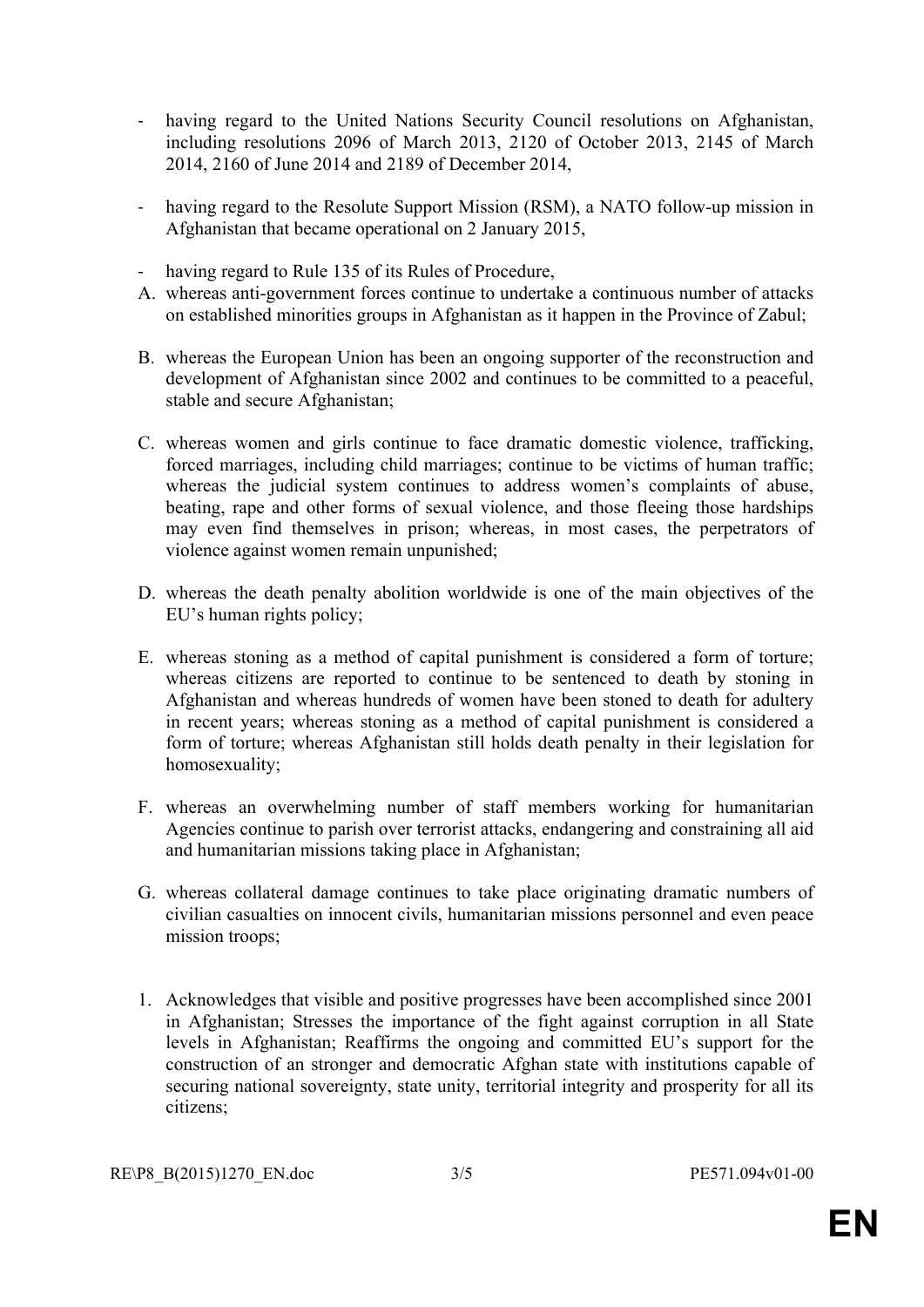- having regard to the United Nations Security Council resolutions on Afghanistan, including resolutions 2096 of March 2013, 2120 of October 2013, 2145 of March 2014, 2160 of June 2014 and 2189 of December 2014,

- having regard to the Resolute Support Mission (RSM), a NATO follow-up mission in Afghanistan that became operational on 2 January 2015,

- having regard to Rule 135 of its Rules of Procedure,

A. whereas anti-government forces continue to undertake a continuous number of attacks on established minorities groups in Afghanistan as it happen in the Province of Zabul;

B. whereas the European Union has been an ongoing supporter of the reconstruction and development of Afghanistan since 2002 and continues to be committed to a peaceful, stable and secure Afghanistan;

C. whereas women and girls continue to face dramatic domestic violence, trafficking, forced marriages, including child marriages; continue to be victims of human traffic; whereas the judicial system continues to address women's complaints of abuse, beating, rape and other forms of sexual violence, and those fleeing those hardships may even find themselves in prison; whereas, in most cases, the perpetrators of violence against women remain unpunished;

D. whereas the death penalty abolition worldwide is one of the main objectives of the EU's human rights policy;

E. whereas stoning as a method of capital punishment is considered a form of torture; whereas citizens are reported to continue to be sentenced to death by stoning in Afghanistan and whereas hundreds of women have been stoned to death for adultery in recent years; whereas stoning as a method of capital punishment is considered a form of torture; whereas Afghanistan still holds death penalty in their legislation for homosexuality;

F. whereas an overwhelming number of staff members working for humanitarian Agencies continue to parish over terrorist attacks, endangering and constraining all aid and humanitarian missions taking place in Afghanistan;

G. whereas collateral damage continues to take place originating dramatic numbers of civilian casualties on innocent civils, humanitarian missions personnel and even peace mission troops;

1. Acknowledges that visible and positive progresses have been accomplished since 2001 in Afghanistan; Stresses the importance of the fight against corruption in all State levels in Afghanistan; Reaffirms the ongoing and committed EU's support for the construction of an stronger and democratic Afghan state with institutions capable of securing national sovereignty, state unity, territorial integrity and prosperity for all its citizens;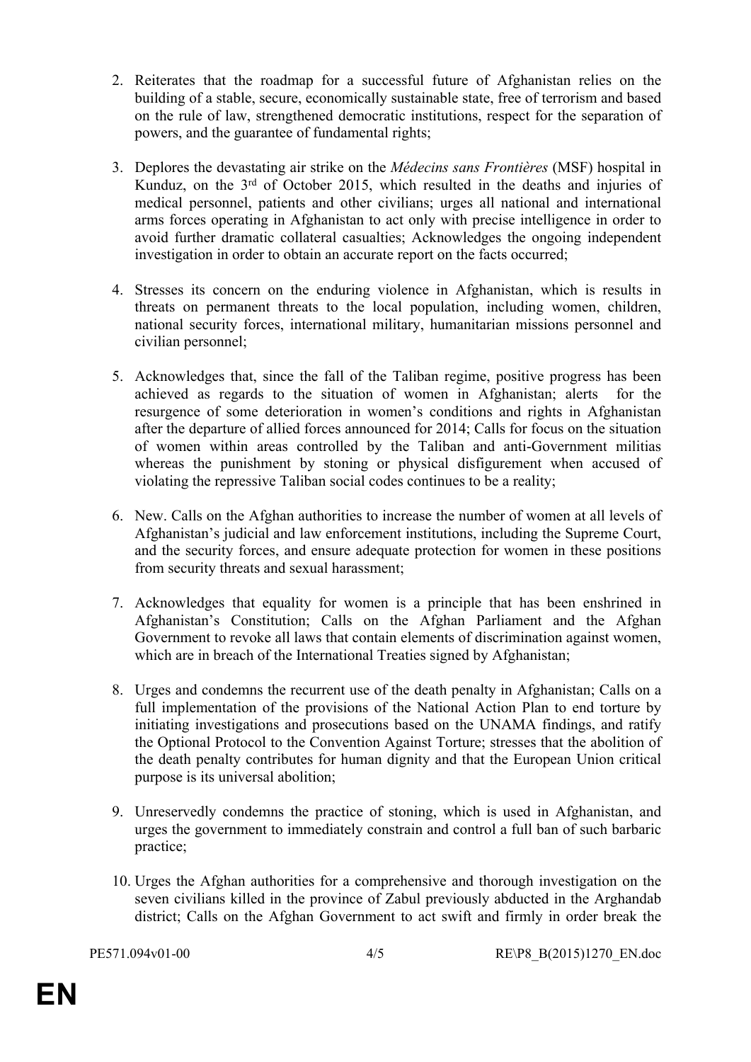2. Reiterates that the roadmap for a successful future of Afghanistan relies on the building of a stable, secure, economically sustainable state, free of terrorism and based on the rule of law, strengthened democratic institutions, respect for the separation of powers, and the guarantee of fundamental rights;

3. Deplores the devastating air strike on the *Médecins sans Frontières* (MSF) hospital in Kunduz, on the 3rd of October 2015, which resulted in the deaths and injuries of medical personnel, patients and other civilians; urges all national and international arms forces operating in Afghanistan to act only with precise intelligence in order to avoid further dramatic collateral casualties; Acknowledges the ongoing independent investigation in order to obtain an accurate report on the facts occurred;

4. Stresses its concern on the enduring violence in Afghanistan, which is results in threats on permanent threats to the local population, including women, children, national security forces, international military, humanitarian missions personnel and civilian personnel;

5. Acknowledges that, since the fall of the Taliban regime, positive progress has been achieved as regards to the situation of women in Afghanistan; alerts for the resurgence of some deterioration in women's conditions and rights in Afghanistan after the departure of allied forces announced for 2014; Calls for focus on the situation of women within areas controlled by the Taliban and anti-Government militias whereas the punishment by stoning or physical disfigurement when accused of violating the repressive Taliban social codes continues to be a reality;

6. New. Calls on the Afghan authorities to increase the number of women at all levels of Afghanistan's judicial and law enforcement institutions, including the Supreme Court, and the security forces, and ensure adequate protection for women in these positions from security threats and sexual harassment;

7. Acknowledges that equality for women is a principle that has been enshrined in Afghanistan's Constitution; Calls on the Afghan Parliament and the Afghan Government to revoke all laws that contain elements of discrimination against women, which are in breach of the International Treaties signed by Afghanistan;

8. Urges and condemns the recurrent use of the death penalty in Afghanistan; Calls on a full implementation of the provisions of the National Action Plan to end torture by initiating investigations and prosecutions based on the UNAMA findings, and ratify the Optional Protocol to the Convention Against Torture; stresses that the abolition of the death penalty contributes for human dignity and that the European Union critical purpose is its universal abolition;

9. Unreservedly condemns the practice of stoning, which is used in Afghanistan, and urges the government to immediately constrain and control a full ban of such barbaric practice;

10. Urges the Afghan authorities for a comprehensive and thorough investigation on the seven civilians killed in the province of Zabul previously abducted in the Arghandab district; Calls on the Afghan Government to act swift and firmly in order break the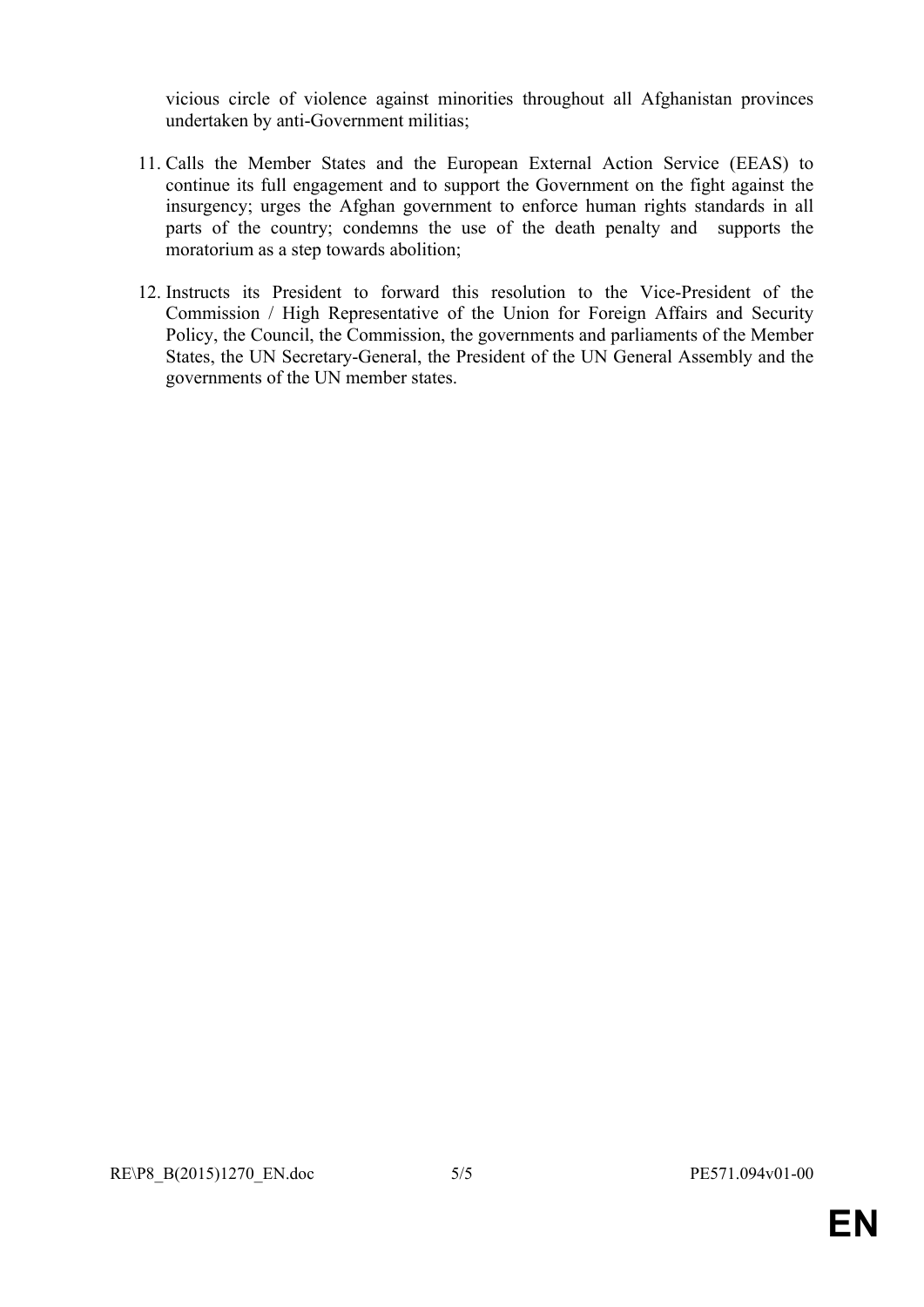vicious circle of violence against minorities throughout all Afghanistan provinces undertaken by anti-Government militias;

11. Calls the Member States and the European External Action Service (EEAS) to continue its full engagement and to support the Government on the fight against the insurgency; urges the Afghan government to enforce human rights standards in all parts of the country; condemns the use of the death penalty and supports the moratorium as a step towards abolition;

12. Instructs its President to forward this resolution to the Vice-President of the Commission / High Representative of the Union for Foreign Affairs and Security Policy, the Council, the Commission, the governments and parliaments of the Member States, the UN Secretary-General, the President of the UN General Assembly and the governments of the UN member states.